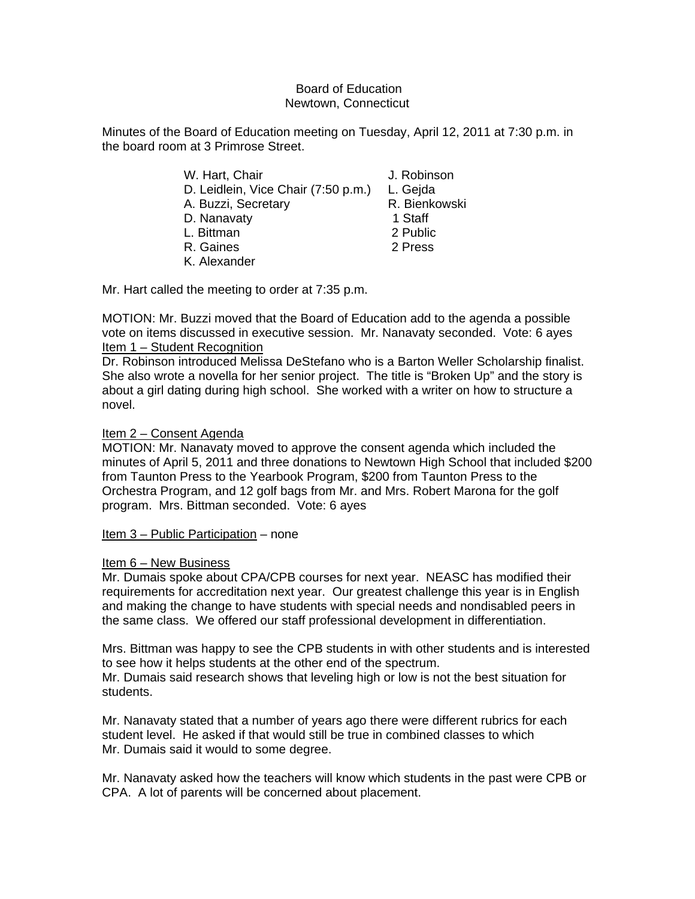Board of Education
Newtown, Connecticut

Minutes of the Board of Education meeting on Tuesday, April 12, 2011 at 7:30 p.m. in the board room at 3 Primrose Street.

| | |
|---|---|
| W. Hart, Chair | J. Robinson |
| D. Leidlein, Vice Chair (7:50 p.m.) | L. Gejda |
| A. Buzzi, Secretary | R. Bienkowski |
| D. Nanavaty | 1 Staff |
| L. Bittman | 2 Public |
| R. Gaines | 2 Press |
| K. Alexander | |

Mr. Hart called the meeting to order at 7:35 p.m.

MOTION: Mr. Buzzi moved that the Board of Education add to the agenda a possible vote on items discussed in executive session. Mr. Nanavaty seconded. Vote: 6 ayes

Item 1 – Student Recognition

Dr. Robinson introduced Melissa DeStefano who is a Barton Weller Scholarship finalist. She also wrote a novella for her senior project. The title is "Broken Up" and the story is about a girl dating during high school. She worked with a writer on how to structure a novel.

Item 2 – Consent Agenda

MOTION: Mr. Nanavaty moved to approve the consent agenda which included the minutes of April 5, 2011 and three donations to Newtown High School that included $200 from Taunton Press to the Yearbook Program, $200 from Taunton Press to the Orchestra Program, and 12 golf bags from Mr. and Mrs. Robert Marona for the golf program. Mrs. Bittman seconded. Vote: 6 ayes

Item 3 – Public Participation – none

Item 6 – New Business

Mr. Dumais spoke about CPA/CPB courses for next year. NEASC has modified their requirements for accreditation next year. Our greatest challenge this year is in English and making the change to have students with special needs and nondisabled peers in the same class. We offered our staff professional development in differentiation.

Mrs. Bittman was happy to see the CPB students in with other students and is interested to see how it helps students at the other end of the spectrum.
Mr. Dumais said research shows that leveling high or low is not the best situation for students.

Mr. Nanavaty stated that a number of years ago there were different rubrics for each student level. He asked if that would still be true in combined classes to which Mr. Dumais said it would to some degree.

Mr. Nanavaty asked how the teachers will know which students in the past were CPB or CPA. A lot of parents will be concerned about placement.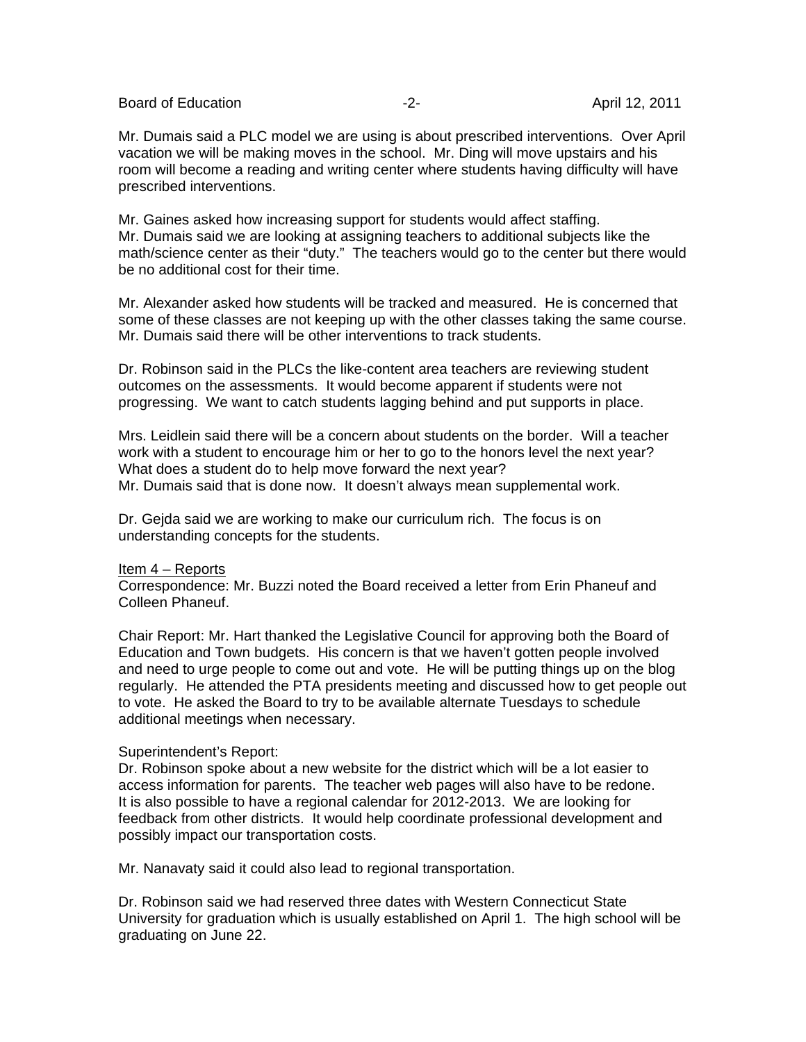Mr. Dumais said a PLC model we are using is about prescribed interventions. Over April vacation we will be making moves in the school. Mr. Ding will move upstairs and his room will become a reading and writing center where students having difficulty will have prescribed interventions.

Mr. Gaines asked how increasing support for students would affect staffing.
Mr. Dumais said we are looking at assigning teachers to additional subjects like the math/science center as their "duty." The teachers would go to the center but there would be no additional cost for their time.

Mr. Alexander asked how students will be tracked and measured. He is concerned that some of these classes are not keeping up with the other classes taking the same course.
Mr. Dumais said there will be other interventions to track students.

Dr. Robinson said in the PLCs the like-content area teachers are reviewing student outcomes on the assessments. It would become apparent if students were not progressing. We want to catch students lagging behind and put supports in place.

Mrs. Leidlein said there will be a concern about students on the border. Will a teacher work with a student to encourage him or her to go to the honors level the next year? What does a student do to help move forward the next year?
Mr. Dumais said that is done now. It doesn't always mean supplemental work.

Dr. Gejda said we are working to make our curriculum rich. The focus is on understanding concepts for the students.

Item 4 – Reports

Correspondence: Mr. Buzzi noted the Board received a letter from Erin Phaneuf and Colleen Phaneuf.

Chair Report: Mr. Hart thanked the Legislative Council for approving both the Board of Education and Town budgets. His concern is that we haven't gotten people involved and need to urge people to come out and vote. He will be putting things up on the blog regularly. He attended the PTA presidents meeting and discussed how to get people out to vote. He asked the Board to try to be available alternate Tuesdays to schedule additional meetings when necessary.

Superintendent's Report:
Dr. Robinson spoke about a new website for the district which will be a lot easier to access information for parents. The teacher web pages will also have to be redone. It is also possible to have a regional calendar for 2012-2013. We are looking for feedback from other districts. It would help coordinate professional development and possibly impact our transportation costs.

Mr. Nanavaty said it could also lead to regional transportation.

Dr. Robinson said we had reserved three dates with Western Connecticut State University for graduation which is usually established on April 1. The high school will be graduating on June 22.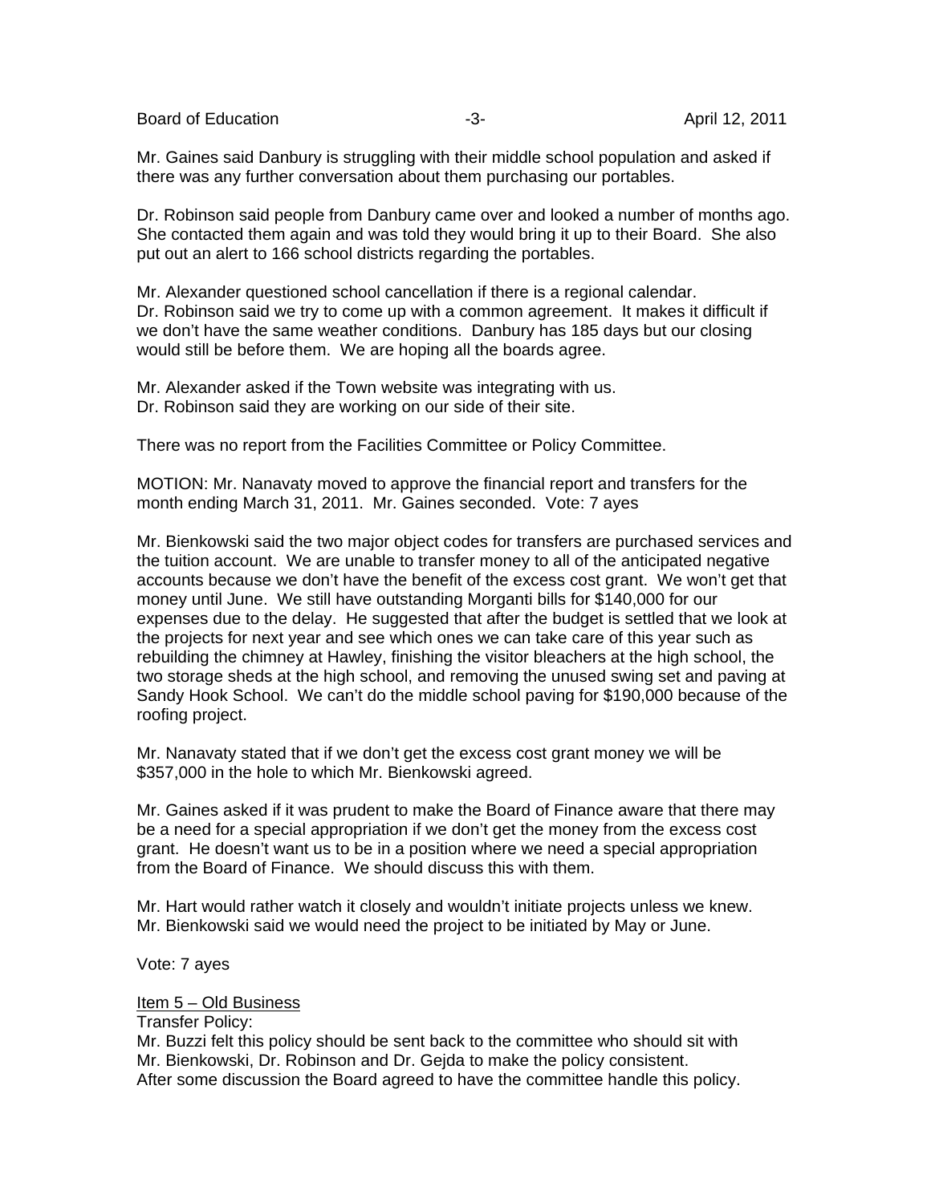Mr. Gaines said Danbury is struggling with their middle school population and asked if there was any further conversation about them purchasing our portables.

Dr. Robinson said people from Danbury came over and looked a number of months ago. She contacted them again and was told they would bring it up to their Board. She also put out an alert to 166 school districts regarding the portables.

Mr. Alexander questioned school cancellation if there is a regional calendar.
Dr. Robinson said we try to come up with a common agreement. It makes it difficult if we don't have the same weather conditions. Danbury has 185 days but our closing would still be before them. We are hoping all the boards agree.

Mr. Alexander asked if the Town website was integrating with us.
Dr. Robinson said they are working on our side of their site.

There was no report from the Facilities Committee or Policy Committee.

MOTION: Mr. Nanavaty moved to approve the financial report and transfers for the month ending March 31, 2011. Mr. Gaines seconded. Vote: 7 ayes

Mr. Bienkowski said the two major object codes for transfers are purchased services and the tuition account. We are unable to transfer money to all of the anticipated negative accounts because we don't have the benefit of the excess cost grant. We won't get that money until June. We still have outstanding Morganti bills for $140,000 for our expenses due to the delay. He suggested that after the budget is settled that we look at the projects for next year and see which ones we can take care of this year such as rebuilding the chimney at Hawley, finishing the visitor bleachers at the high school, the two storage sheds at the high school, and removing the unused swing set and paving at Sandy Hook School. We can't do the middle school paving for $190,000 because of the roofing project.

Mr. Nanavaty stated that if we don't get the excess cost grant money we will be $357,000 in the hole to which Mr. Bienkowski agreed.

Mr. Gaines asked if it was prudent to make the Board of Finance aware that there may be a need for a special appropriation if we don't get the money from the excess cost grant. He doesn't want us to be in a position where we need a special appropriation from the Board of Finance. We should discuss this with them.

Mr. Hart would rather watch it closely and wouldn't initiate projects unless we knew.
Mr. Bienkowski said we would need the project to be initiated by May or June.

Vote: 7 ayes

Item 5 – Old Business

Transfer Policy:
Mr. Buzzi felt this policy should be sent back to the committee who should sit with Mr. Bienkowski, Dr. Robinson and Dr. Gejda to make the policy consistent.
After some discussion the Board agreed to have the committee handle this policy.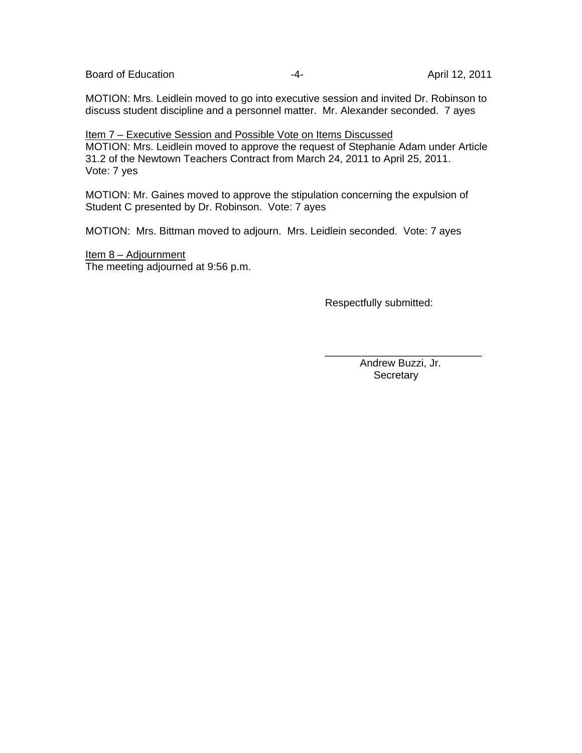MOTION: Mrs. Leidlein moved to go into executive session and invited Dr. Robinson to discuss student discipline and a personnel matter. Mr. Alexander seconded. 7 ayes

<u>Item 7 – Executive Session and Possible Vote on Items Discussed</u>
MOTION: Mrs. Leidlein moved to approve the request of Stephanie Adam under Article 31.2 of the Newtown Teachers Contract from March 24, 2011 to April 25, 2011. Vote: 7 yes

MOTION: Mr. Gaines moved to approve the stipulation concerning the expulsion of Student C presented by Dr. Robinson. Vote: 7 ayes

MOTION: Mrs. Bittman moved to adjourn. Mrs. Leidlein seconded. Vote: 7 ayes

<u>Item 8 – Adjournment</u>
The meeting adjourned at 9:56 p.m.

Respectfully submitted:

\_\_\_\_\_\_\_\_\_\_\_\_\_\_\_\_\_\_\_\_\_\_\_\_\_\_

Andrew Buzzi, Jr.
Secretary